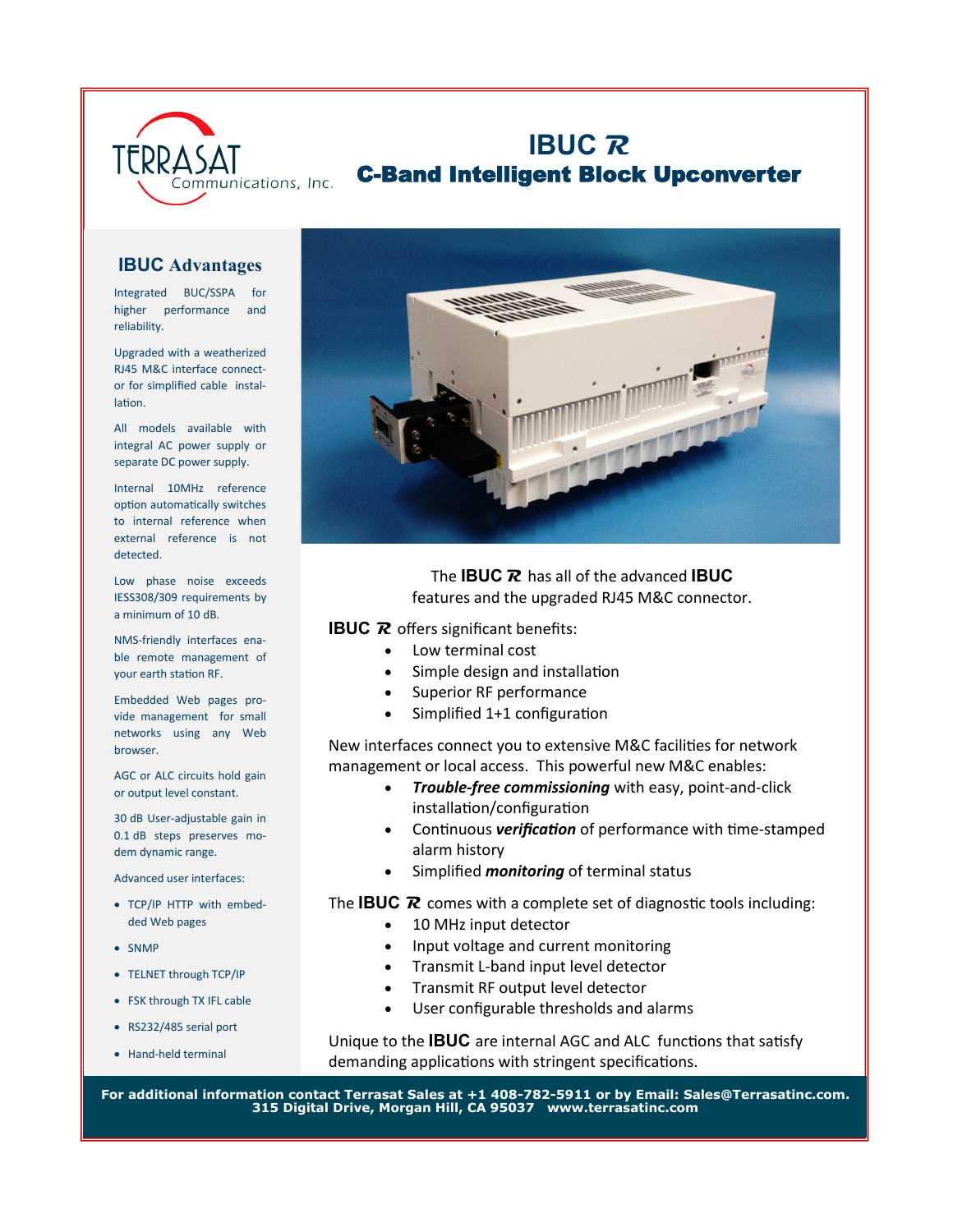TERRASAT Communications, Inc.

# IBUC R

## C-Band Intelligent Block Upconverter

### IBUC Advantages

Integrated BUC/SSPA for higher performance and reliability.

Upgraded with a weatherized RJ45 M&C interface connector for simplified cable installation.

All models available with integral AC power supply or separate DC power supply.

Internal 10MHz reference option automatically switches to internal reference when external reference is not detected.

Low phase noise exceeds IESS308/309 requirements by a minimum of 10 dB.

NMS-friendly interfaces enable remote management of your earth station RF.

Embedded Web pages provide management for small networks using any Web browser.

AGC or ALC circuits hold gain or output level constant.

30 dB User-adjustable gain in 0.1 dB steps preserves modem dynamic range.

Advanced user interfaces:

- TCP/IP HTTP with embedded Web pages
- SNMP
- TELNET through TCP/IP
- FSK through TX IFL cable
- RS232/485 serial port
- Hand-held terminal

The **IBUC R** has all of the advanced **IBUC** features and the upgraded RJ45 M&C connector.

**IBUC R** offers significant benefits:

- Low terminal cost
- Simple design and installation
- Superior RF performance
- Simplified 1+1 configuration

New interfaces connect you to extensive M&C facilities for network management or local access. This powerful new M&C enables:

- ***Trouble-free commissioning*** with easy, point-and-click installation/configuration
- Continuous ***verification*** of performance with time-stamped alarm history
- Simplified ***monitoring*** of terminal status

The **IBUC R** comes with a complete set of diagnostic tools including:

- 10 MHz input detector
- Input voltage and current monitoring
- Transmit L-band input level detector
- Transmit RF output level detector
- User configurable thresholds and alarms

Unique to the **IBUC** are internal AGC and ALC functions that satisfy demanding applications with stringent specifications.

**For additional information contact Terrasat Sales at +1 408-782-5911 or by Email: Sales@Terrasatinc.com.**
**315 Digital Drive, Morgan Hill, CA 95037 www.terrasatinc.com**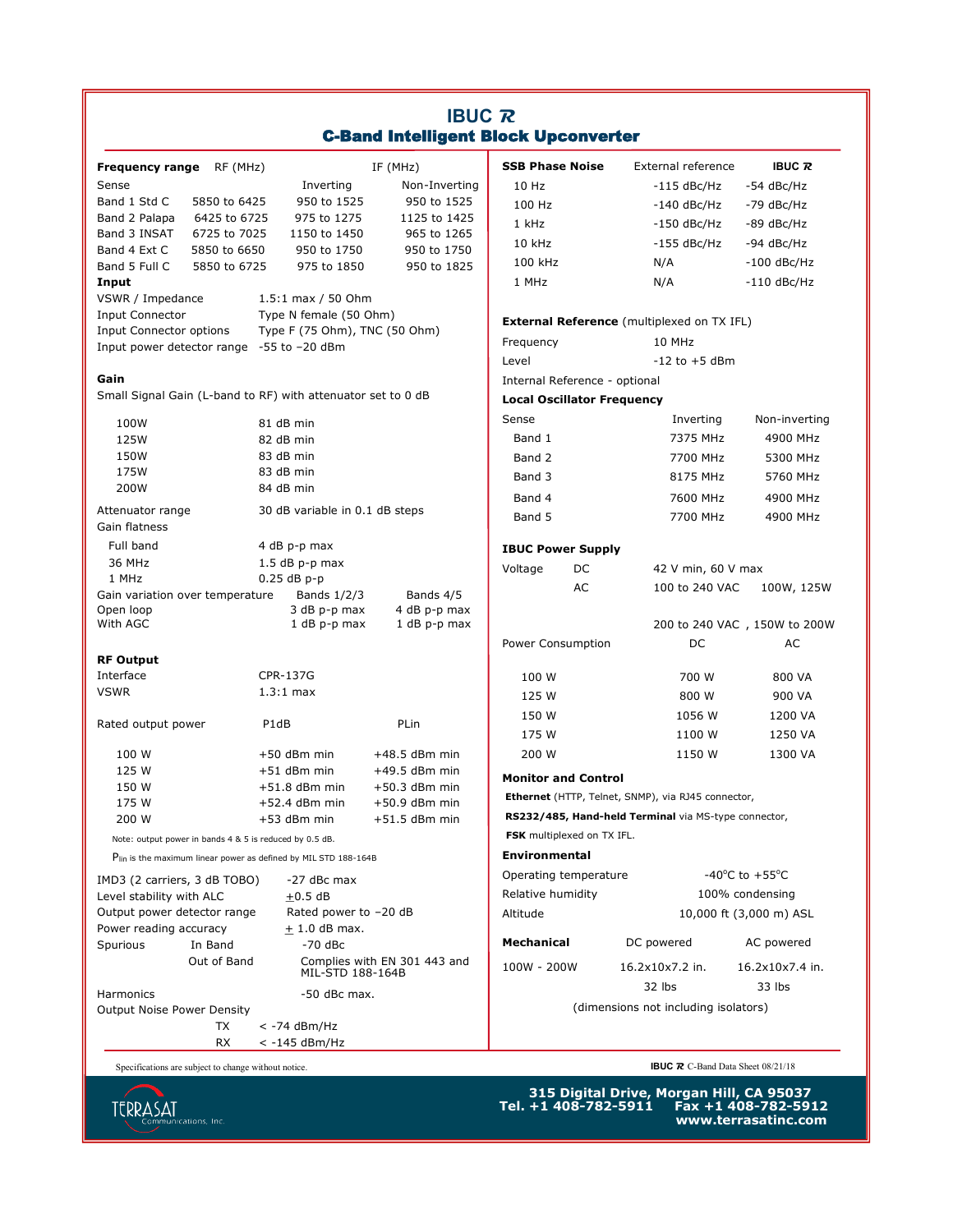# IBUC R

## C-Band Intelligent Block Upconverter

**Frequency range**

| Sense | RF (MHz) | IF (MHz) Inverting | IF (MHz) Non-Inverting |
|---|---|---|---|
| Band 1 Std C | 5850 to 6425 | 950 to 1525 | 950 to 1525 |
| Band 2 Palapa | 6425 to 6725 | 975 to 1275 | 1125 to 1425 |
| Band 3 INSAT | 6725 to 7025 | 1150 to 1450 | 965 to 1265 |
| Band 4 Ext C | 5850 to 6650 | 950 to 1750 | 950 to 1750 |
| Band 5 Full C | 5850 to 6725 | 975 to 1850 | 950 to 1825 |

**Input**

| | |
|---|---|
| VSWR / Impedance | 1.5:1 max / 50 Ohm |
| Input Connector | Type N female (50 Ohm) |
| Input Connector options | Type F (75 Ohm), TNC (50 Ohm) |
| Input power detector range | -55 to –20 dBm |

**Gain**

Small Signal Gain (L-band to RF) with attenuator set to 0 dB

| | |
|---|---|
| 100W | 81 dB min |
| 125W | 82 dB min |
| 150W | 83 dB min |
| 175W | 83 dB min |
| 200W | 84 dB min |

Attenuator range: 30 dB variable in 0.1 dB steps

Gain flatness

| | |
|---|---|
| Full band | 4 dB p-p max |
| 36 MHz | 1.5 dB p-p max |
| 1 MHz | 0.25 dB p-p |

| Gain variation over temperature | Bands 1/2/3 | Bands 4/5 |
|---|---|---|
| Open loop | 3 dB p-p max | 4 dB p-p max |
| With AGC | 1 dB p-p max | 1 dB p-p max |

**RF Output**

| | |
|---|---|
| Interface | CPR-137G |
| VSWR | 1.3:1 max |

| Rated output power | P1dB | PLin |
|---|---|---|
| 100 W | +50 dBm min | +48.5 dBm min |
| 125 W | +51 dBm min | +49.5 dBm min |
| 150 W | +51.8 dBm min | +50.3 dBm min |
| 175 W | +52.4 dBm min | +50.9 dBm min |
| 200 W | +53 dBm min | +51.5 dBm min |

Note: output power in bands 4 & 5 is reduced by 0.5 dB.

$P_{lin}$ is the maximum linear power as defined by MIL STD 188-164B

| | | |
|---|---|---|
| IMD3 (2 carriers, 3 dB TOBO) | | -27 dBc max |
| Level stability with ALC | | ±0.5 dB |
| Output power detector range | | Rated power to –20 dB |
| Power reading accuracy | | ± 1.0 dB max. |
| Spurious | In Band | -70 dBc |
| | Out of Band | Complies with EN 301 443 and MIL-STD 188-164B |
| Harmonics | | -50 dBc max. |
| Output Noise Power Density | TX | < -74 dBm/Hz |
| | RX | < -145 dBm/Hz |

| **SSB Phase Noise** | External reference | IBUC R |
|---|---|---|
| 10 Hz | -115 dBc/Hz | -54 dBc/Hz |
| 100 Hz | -140 dBc/Hz | -79 dBc/Hz |
| 1 kHz | -150 dBc/Hz | -89 dBc/Hz |
| 10 kHz | -155 dBc/Hz | -94 dBc/Hz |
| 100 kHz | N/A | -100 dBc/Hz |
| 1 MHz | N/A | -110 dBc/Hz |

**External Reference** (multiplexed on TX IFL)

| | |
|---|---|
| Frequency | 10 MHz |
| Level | -12 to +5 dBm |

Internal Reference - optional

**Local Oscillator Frequency**

| Sense | Inverting | Non-inverting |
|---|---|---|
| Band 1 | 7375 MHz | 4900 MHz |
| Band 2 | 7700 MHz | 5300 MHz |
| Band 3 | 8175 MHz | 5760 MHz |
| Band 4 | 7600 MHz | 4900 MHz |
| Band 5 | 7700 MHz | 4900 MHz |

**IBUC Power Supply**

| | | | |
|---|---|---|---|
| Voltage | DC | 42 V min, 60 V max | |
| | AC | 100 to 240 VAC | 100W, 125W |
| | | 200 to 240 VAC | 150W to 200W |

| Power Consumption | DC | AC |
|---|---|---|
| 100 W | 700 W | 800 VA |
| 125 W | 800 W | 900 VA |
| 150 W | 1056 W | 1200 VA |
| 175 W | 1100 W | 1250 VA |
| 200 W | 1150 W | 1300 VA |

**Monitor and Control**

**Ethernet** (HTTP, Telnet, SNMP), via RJ45 connector,

**RS232/485, Hand-held Terminal** via MS-type connector,

**FSK** multiplexed on TX IFL.

**Environmental**

| | |
|---|---|
| Operating temperature | -40°C to +55°C |
| Relative humidity | 100% condensing |
| Altitude | 10,000 ft (3,000 m) ASL |

| **Mechanical** | DC powered | AC powered |
|---|---|---|
| 100W - 200W | 16.2x10x7.2 in. | 16.2x10x7.4 in. |
| | 32 lbs | 33 lbs |

(dimensions not including isolators)

Specifications are subject to change without notice.

IBUC R C-Band Data Sheet 08/21/18

TERRASAT Communications, Inc.

315 Digital Drive, Morgan Hill, CA 95037
Tel. +1 408-782-5911 Fax +1 408-782-5912
www.terrasatinc.com